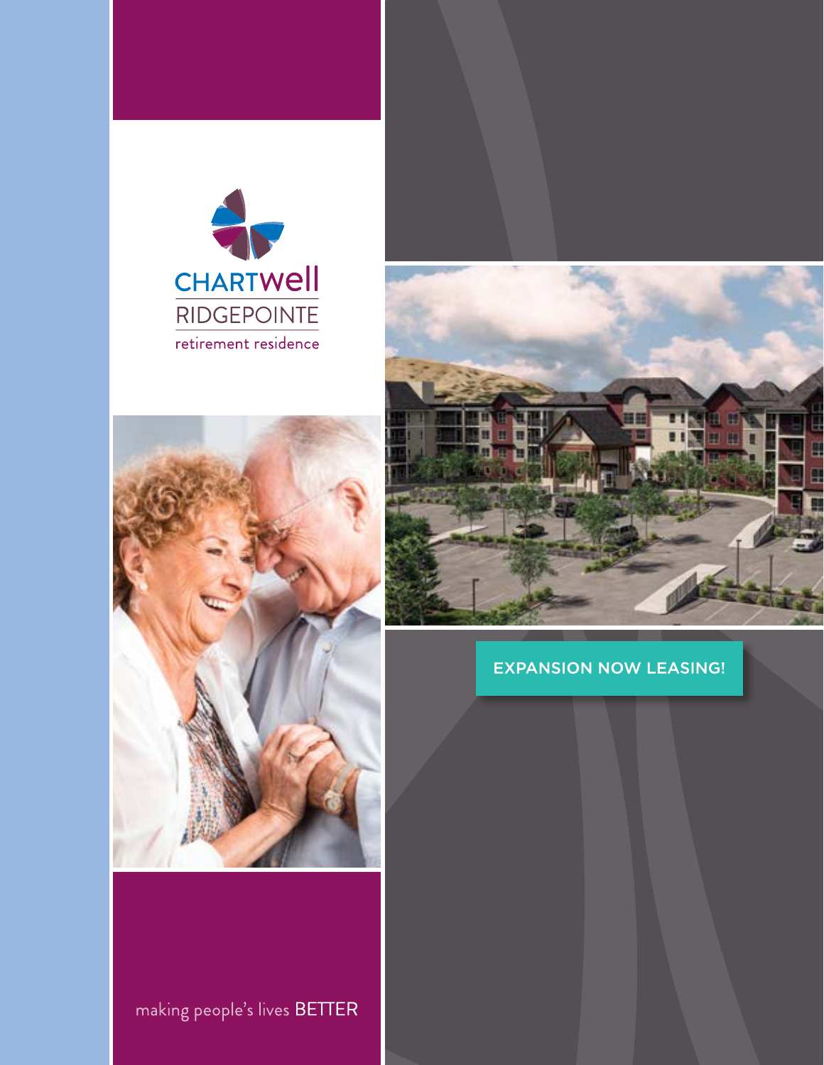CHARTWell

RIDGEPOINTE

retirement residence

EXPANSION NOW LEASING!

making people's lives BETTER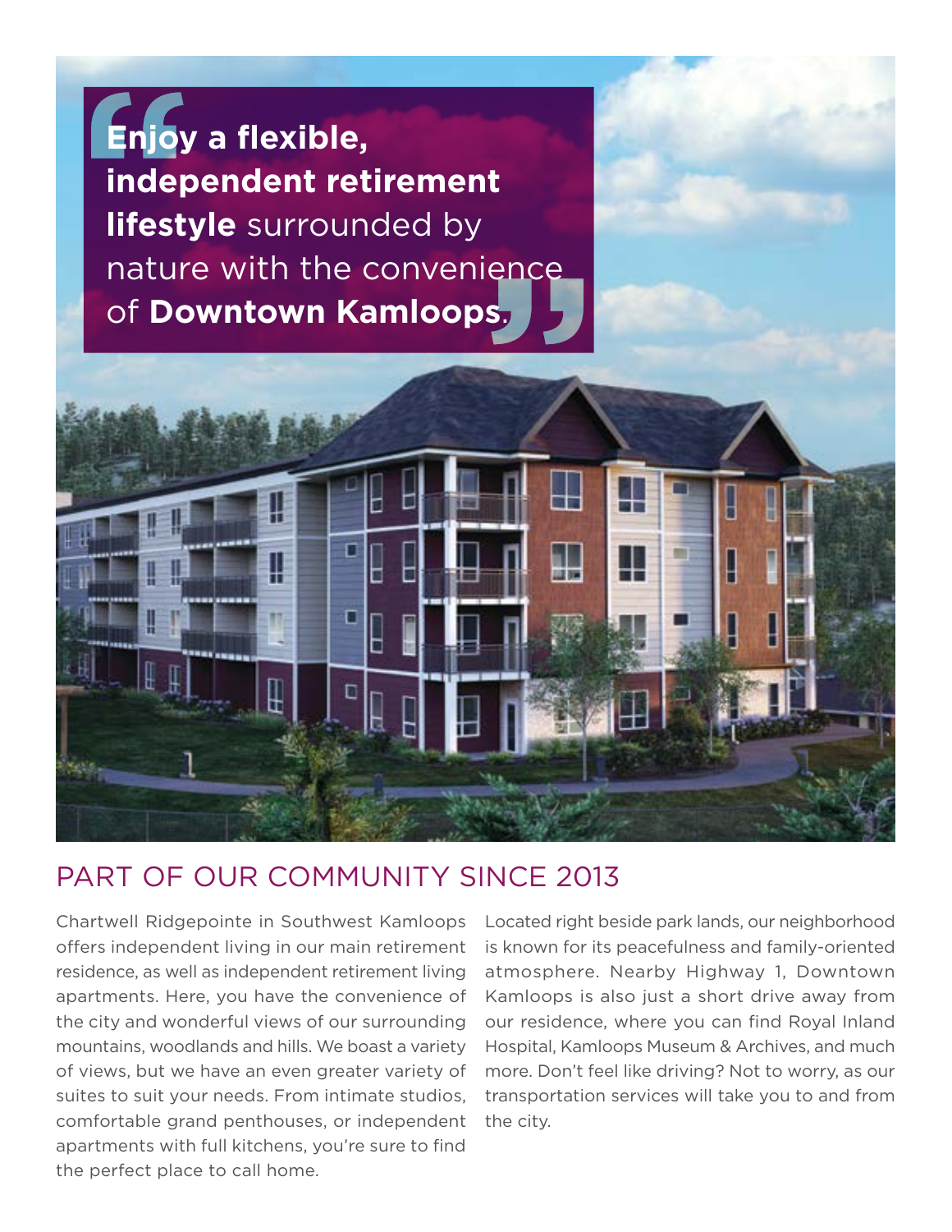> **Enjoy a flexible, independent retirement lifestyle** surrounded by nature with the convenience of **Downtown Kamloops**.

## PART OF OUR COMMUNITY SINCE 2013

Chartwell Ridgepointe in Southwest Kamloops offers independent living in our main retirement residence, as well as independent retirement living apartments. Here, you have the convenience of the city and wonderful views of our surrounding mountains, woodlands and hills. We boast a variety of views, but we have an even greater variety of suites to suit your needs. From intimate studios, comfortable grand penthouses, or independent apartments with full kitchens, you're sure to find the perfect place to call home.

Located right beside park lands, our neighborhood is known for its peacefulness and family-oriented atmosphere. Nearby Highway 1, Downtown Kamloops is also just a short drive away from our residence, where you can find Royal Inland Hospital, Kamloops Museum & Archives, and much more. Don't feel like driving? Not to worry, as our transportation services will take you to and from the city.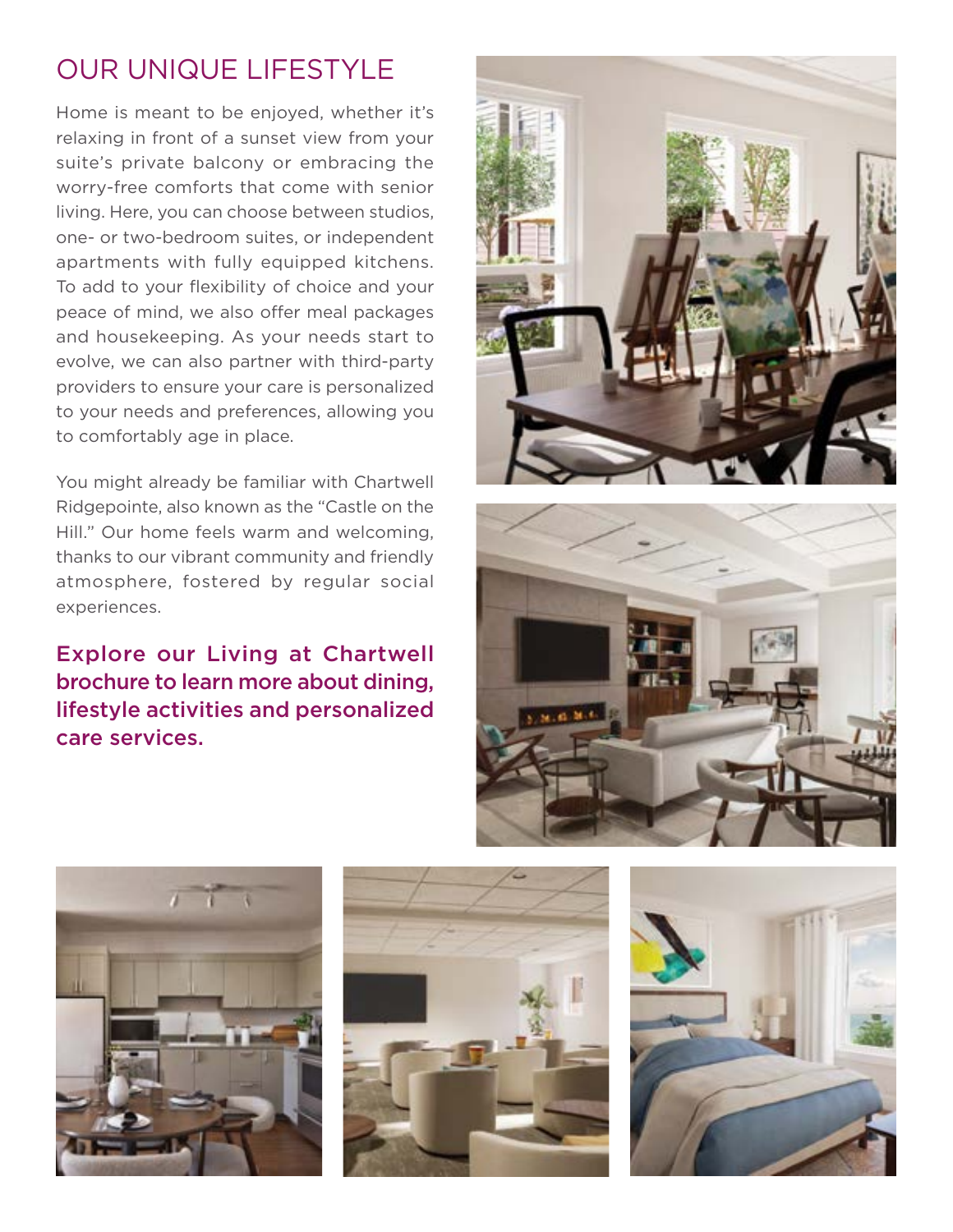## OUR UNIQUE LIFESTYLE

Home is meant to be enjoyed, whether it's relaxing in front of a sunset view from your suite's private balcony or embracing the worry-free comforts that come with senior living. Here, you can choose between studios, one- or two-bedroom suites, or independent apartments with fully equipped kitchens. To add to your flexibility of choice and your peace of mind, we also offer meal packages and housekeeping. As your needs start to evolve, we can also partner with third-party providers to ensure your care is personalized to your needs and preferences, allowing you to comfortably age in place.

You might already be familiar with Chartwell Ridgepointe, also known as the "Castle on the Hill." Our home feels warm and welcoming, thanks to our vibrant community and friendly atmosphere, fostered by regular social experiences.

**Explore our Living at Chartwell brochure to learn more about dining, lifestyle activities and personalized care services.**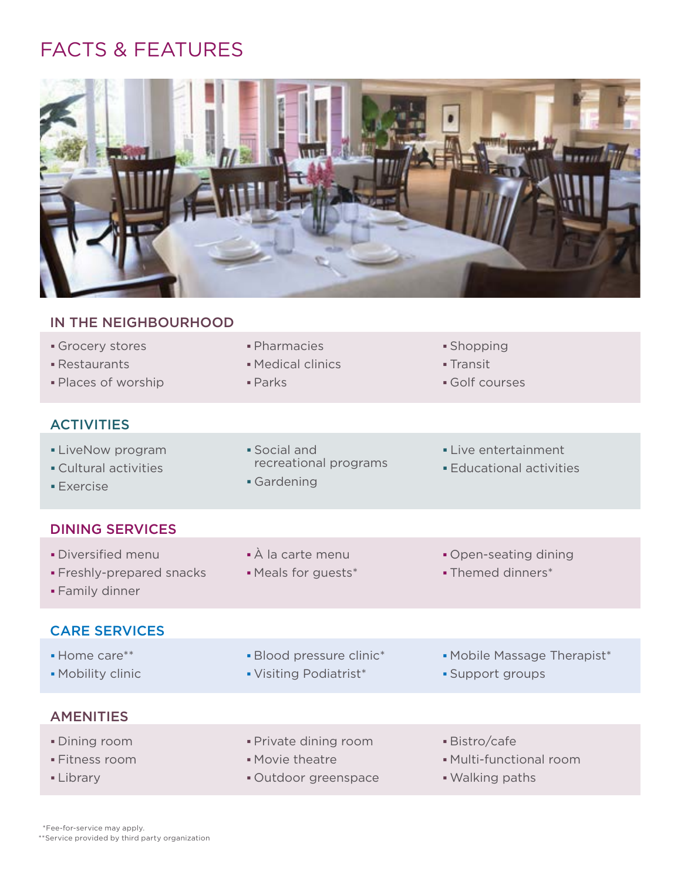# FACTS & FEATURES

## IN THE NEIGHBOURHOOD

- Grocery stores
- Restaurants
- Places of worship
- Pharmacies
- Medical clinics
- Parks
- Shopping
- Transit
- Golf courses

## ACTIVITIES

- LiveNow program
- Cultural activities
- Exercise
- Social and recreational programs
- Gardening
- Live entertainment
- Educational activities

## DINING SERVICES

- Diversified menu
- Freshly-prepared snacks
- Family dinner
- À la carte menu
- Meals for guests*
- Open-seating dining
- Themed dinners*

## CARE SERVICES

- Home care**
- Mobility clinic
- Blood pressure clinic*
- Visiting Podiatrist*
- Mobile Massage Therapist*
- Support groups

## AMENITIES

- Dining room
- Fitness room
- Library
- Private dining room
- Movie theatre
- Outdoor greenspace
- Bistro/cafe
- Multi-functional room
- Walking paths

*Fee-for-service may apply.
**Service provided by third party organization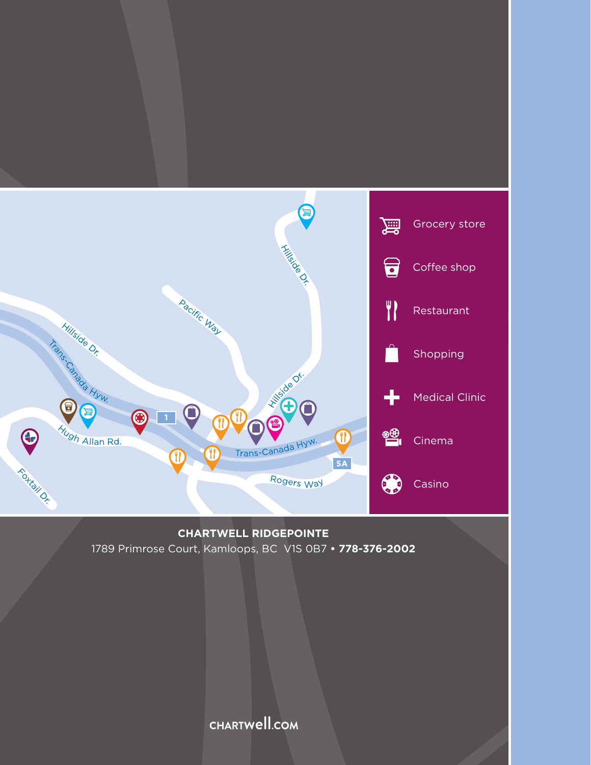Hillside Dr.

Pacific Way

Hillside Dr.

Trans-Canada Hyw.

Hillside Dr.

Hugh Allan Rd.

1

Trans-Canada Hyw.

5A

Rogers Way

Foxtail Dr.

Grocery store

Coffee shop

Restaurant

Shopping

Medical Clinic

Cinema

Casino

**CHARTWELL RIDGEPOINTE**

1789 Primrose Court, Kamloops, BC  V1S 0B7 • **778-376-2002**

CHARTWELL.COM